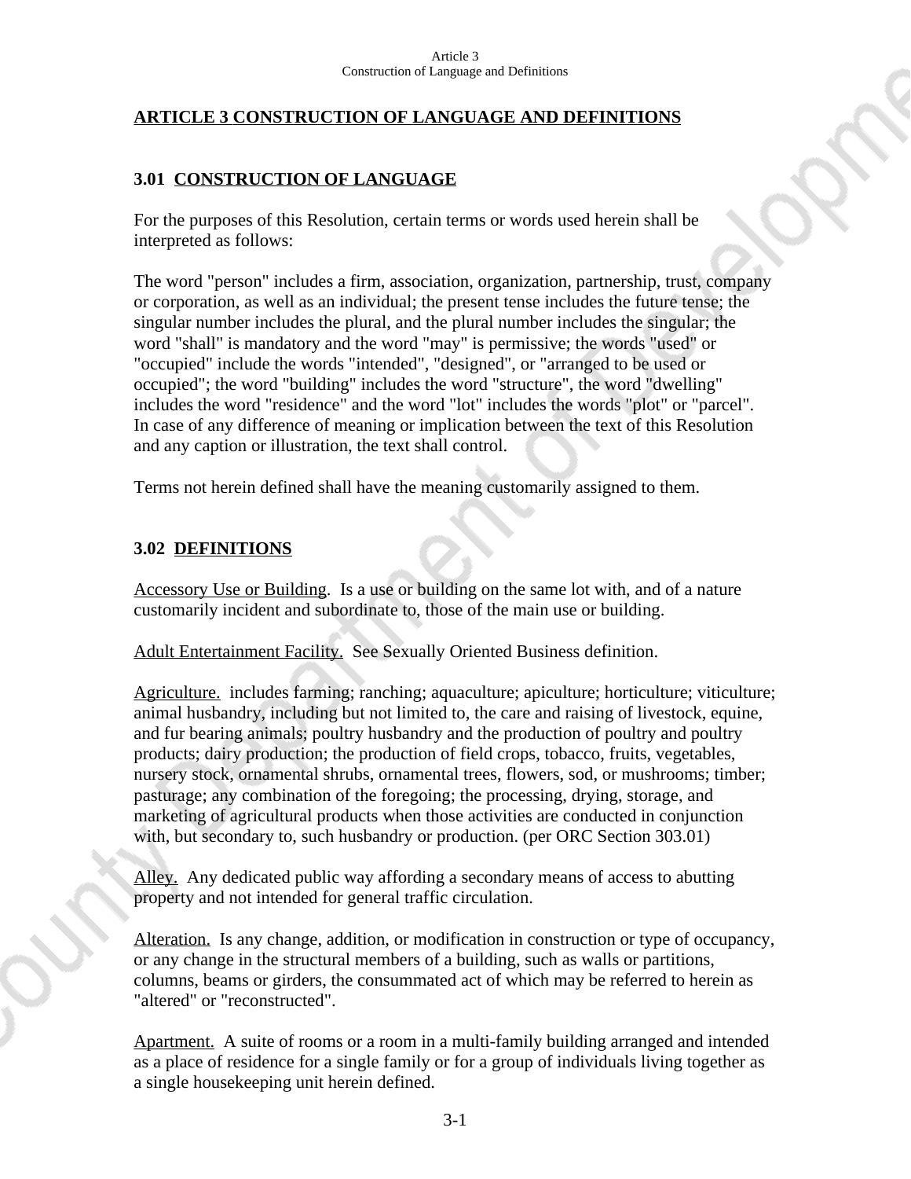# ARTICLE 3 CONSTRUCTION OF LANGUAGE AND DEFINITIONS

## 3.01 CONSTRUCTION OF LANGUAGE

For the purposes of this Resolution, certain terms or words used herein shall be interpreted as follows:

The word "person" includes a firm, association, organization, partnership, trust, company or corporation, as well as an individual; the present tense includes the future tense; the singular number includes the plural, and the plural number includes the singular; the word "shall" is mandatory and the word "may" is permissive; the words "used" or "occupied" include the words "intended", "designed", or "arranged to be used or occupied"; the word "building" includes the word "structure", the word "dwelling" includes the word "residence" and the word "lot" includes the words "plot" or "parcel". In case of any difference of meaning or implication between the text of this Resolution and any caption or illustration, the text shall control.

Terms not herein defined shall have the meaning customarily assigned to them.

## 3.02 DEFINITIONS

Accessory Use or Building. Is a use or building on the same lot with, and of a nature customarily incident and subordinate to, those of the main use or building.

Adult Entertainment Facility. See Sexually Oriented Business definition.

Agriculture. includes farming; ranching; aquaculture; apiculture; horticulture; viticulture; animal husbandry, including but not limited to, the care and raising of livestock, equine, and fur bearing animals; poultry husbandry and the production of poultry and poultry products; dairy production; the production of field crops, tobacco, fruits, vegetables, nursery stock, ornamental shrubs, ornamental trees, flowers, sod, or mushrooms; timber; pasturage; any combination of the foregoing; the processing, drying, storage, and marketing of agricultural products when those activities are conducted in conjunction with, but secondary to, such husbandry or production. (per ORC Section 303.01)

Alley. Any dedicated public way affording a secondary means of access to abutting property and not intended for general traffic circulation.

Alteration. Is any change, addition, or modification in construction or type of occupancy, or any change in the structural members of a building, such as walls or partitions, columns, beams or girders, the consummated act of which may be referred to herein as "altered" or "reconstructed".

Apartment. A suite of rooms or a room in a multi-family building arranged and intended as a place of residence for a single family or for a group of individuals living together as a single housekeeping unit herein defined.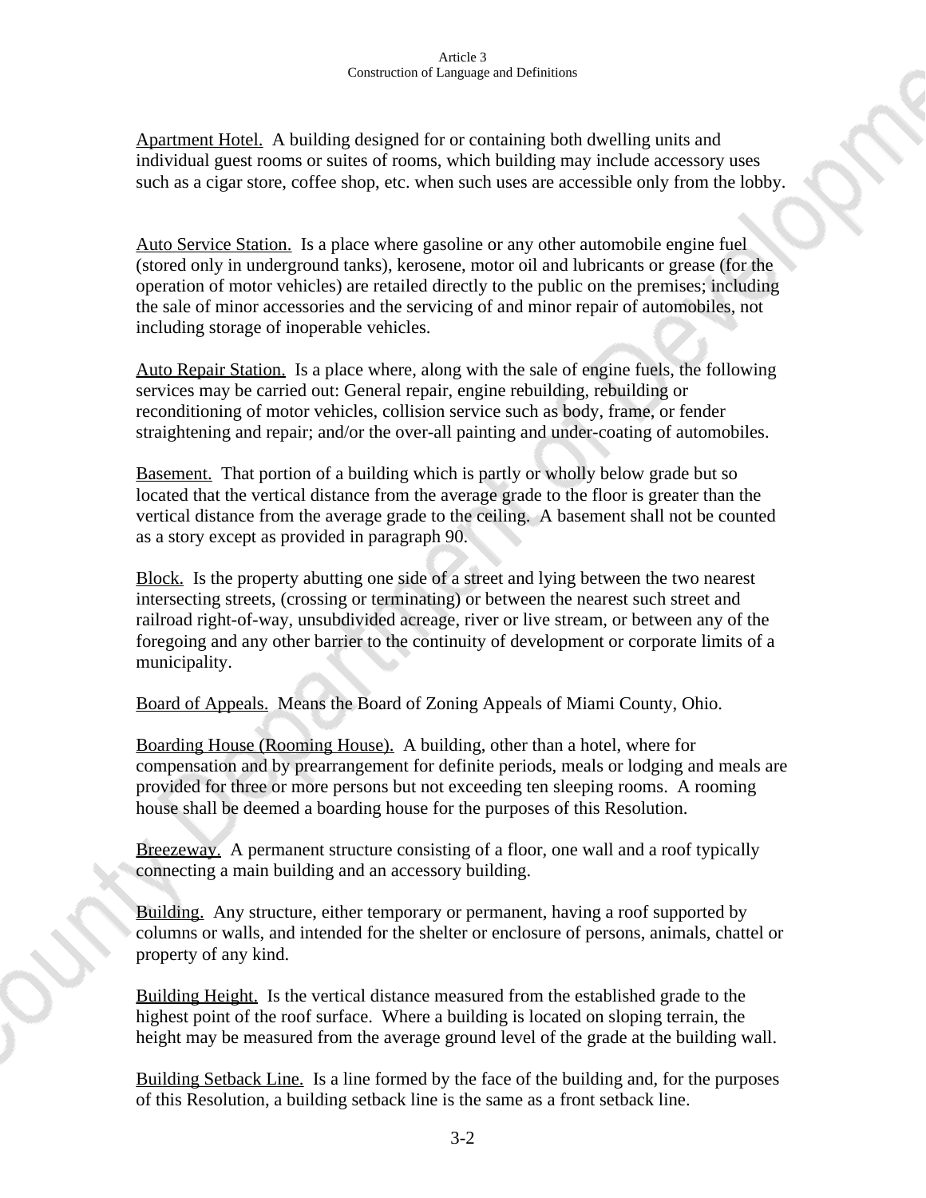Apartment Hotel. A building designed for or containing both dwelling units and individual guest rooms or suites of rooms, which building may include accessory uses such as a cigar store, coffee shop, etc. when such uses are accessible only from the lobby.

Auto Service Station. Is a place where gasoline or any other automobile engine fuel (stored only in underground tanks), kerosene, motor oil and lubricants or grease (for the operation of motor vehicles) are retailed directly to the public on the premises; including the sale of minor accessories and the servicing of and minor repair of automobiles, not including storage of inoperable vehicles.

Auto Repair Station. Is a place where, along with the sale of engine fuels, the following services may be carried out: General repair, engine rebuilding, rebuilding or reconditioning of motor vehicles, collision service such as body, frame, or fender straightening and repair; and/or the over-all painting and under-coating of automobiles.

Basement. That portion of a building which is partly or wholly below grade but so located that the vertical distance from the average grade to the floor is greater than the vertical distance from the average grade to the ceiling. A basement shall not be counted as a story except as provided in paragraph 90.

Block. Is the property abutting one side of a street and lying between the two nearest intersecting streets, (crossing or terminating) or between the nearest such street and railroad right-of-way, unsubdivided acreage, river or live stream, or between any of the foregoing and any other barrier to the continuity of development or corporate limits of a municipality.

Board of Appeals. Means the Board of Zoning Appeals of Miami County, Ohio.

Boarding House (Rooming House). A building, other than a hotel, where for compensation and by prearrangement for definite periods, meals or lodging and meals are provided for three or more persons but not exceeding ten sleeping rooms. A rooming house shall be deemed a boarding house for the purposes of this Resolution.

Breezeway. A permanent structure consisting of a floor, one wall and a roof typically connecting a main building and an accessory building.

Building. Any structure, either temporary or permanent, having a roof supported by columns or walls, and intended for the shelter or enclosure of persons, animals, chattel or property of any kind.

Building Height. Is the vertical distance measured from the established grade to the highest point of the roof surface. Where a building is located on sloping terrain, the height may be measured from the average ground level of the grade at the building wall.

Building Setback Line. Is a line formed by the face of the building and, for the purposes of this Resolution, a building setback line is the same as a front setback line.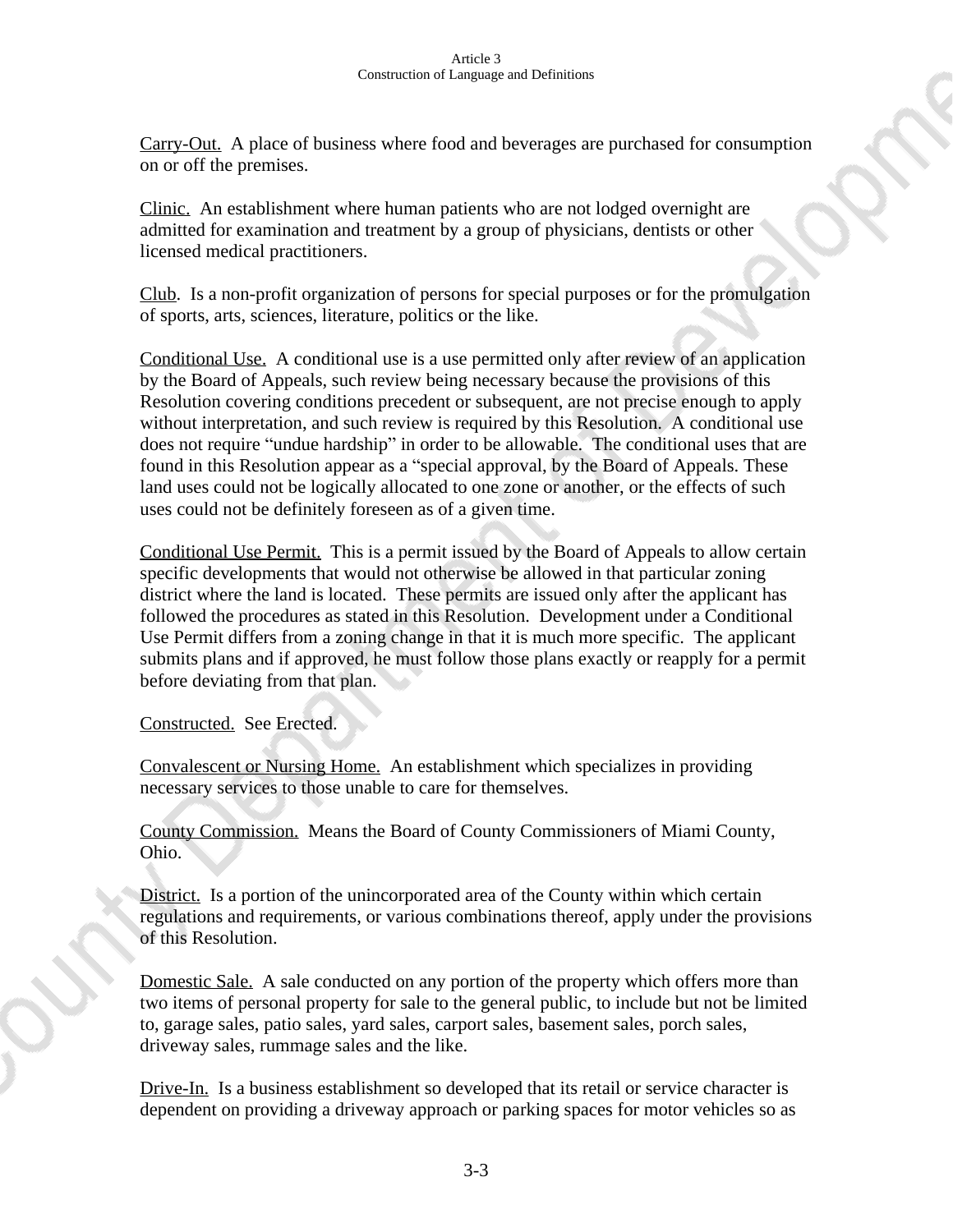Carry-Out. A place of business where food and beverages are purchased for consumption on or off the premises.

Clinic. An establishment where human patients who are not lodged overnight are admitted for examination and treatment by a group of physicians, dentists or other licensed medical practitioners.

Club. Is a non-profit organization of persons for special purposes or for the promulgation of sports, arts, sciences, literature, politics or the like.

Conditional Use. A conditional use is a use permitted only after review of an application by the Board of Appeals, such review being necessary because the provisions of this Resolution covering conditions precedent or subsequent, are not precise enough to apply without interpretation, and such review is required by this Resolution. A conditional use does not require "undue hardship" in order to be allowable. The conditional uses that are found in this Resolution appear as a "special approval, by the Board of Appeals. These land uses could not be logically allocated to one zone or another, or the effects of such uses could not be definitely foreseen as of a given time.

Conditional Use Permit. This is a permit issued by the Board of Appeals to allow certain specific developments that would not otherwise be allowed in that particular zoning district where the land is located. These permits are issued only after the applicant has followed the procedures as stated in this Resolution. Development under a Conditional Use Permit differs from a zoning change in that it is much more specific. The applicant submits plans and if approved, he must follow those plans exactly or reapply for a permit before deviating from that plan.

Constructed. See Erected.

Convalescent or Nursing Home. An establishment which specializes in providing necessary services to those unable to care for themselves.

County Commission. Means the Board of County Commissioners of Miami County, Ohio.

District. Is a portion of the unincorporated area of the County within which certain regulations and requirements, or various combinations thereof, apply under the provisions of this Resolution.

Domestic Sale. A sale conducted on any portion of the property which offers more than two items of personal property for sale to the general public, to include but not be limited to, garage sales, patio sales, yard sales, carport sales, basement sales, porch sales, driveway sales, rummage sales and the like.

Drive-In. Is a business establishment so developed that its retail or service character is dependent on providing a driveway approach or parking spaces for motor vehicles so as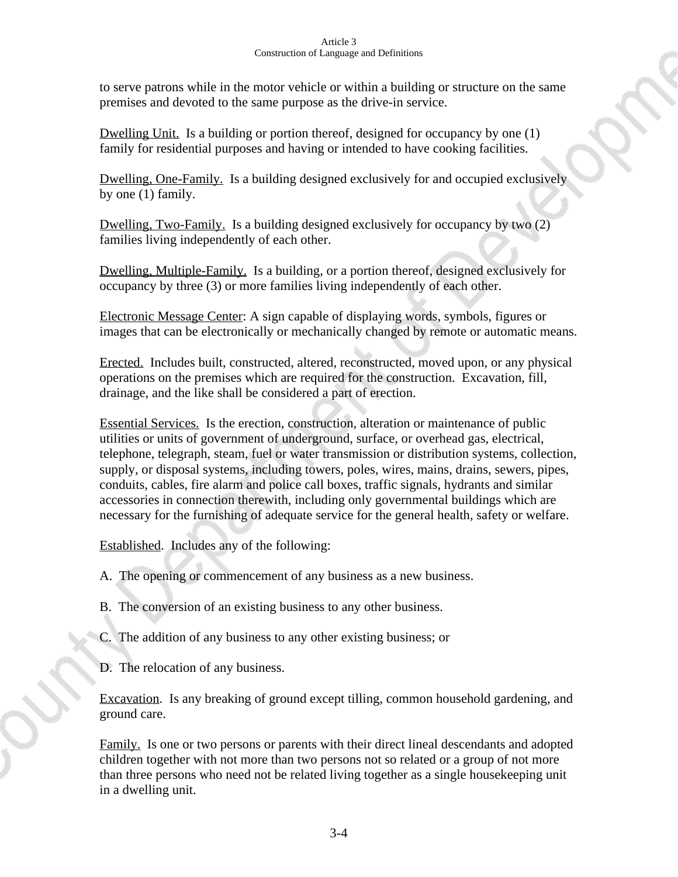to serve patrons while in the motor vehicle or within a building or structure on the same premises and devoted to the same purpose as the drive-in service.

Dwelling Unit. Is a building or portion thereof, designed for occupancy by one (1) family for residential purposes and having or intended to have cooking facilities.

Dwelling, One-Family. Is a building designed exclusively for and occupied exclusively by one (1) family.

Dwelling, Two-Family. Is a building designed exclusively for occupancy by two (2) families living independently of each other.

Dwelling, Multiple-Family. Is a building, or a portion thereof, designed exclusively for occupancy by three (3) or more families living independently of each other.

Electronic Message Center: A sign capable of displaying words, symbols, figures or images that can be electronically or mechanically changed by remote or automatic means.

Erected. Includes built, constructed, altered, reconstructed, moved upon, or any physical operations on the premises which are required for the construction. Excavation, fill, drainage, and the like shall be considered a part of erection.

Essential Services. Is the erection, construction, alteration or maintenance of public utilities or units of government of underground, surface, or overhead gas, electrical, telephone, telegraph, steam, fuel or water transmission or distribution systems, collection, supply, or disposal systems, including towers, poles, wires, mains, drains, sewers, pipes, conduits, cables, fire alarm and police call boxes, traffic signals, hydrants and similar accessories in connection therewith, including only governmental buildings which are necessary for the furnishing of adequate service for the general health, safety or welfare.

Established. Includes any of the following:

A. The opening or commencement of any business as a new business.

B. The conversion of an existing business to any other business.

C. The addition of any business to any other existing business; or

D. The relocation of any business.

Excavation. Is any breaking of ground except tilling, common household gardening, and ground care.

Family. Is one or two persons or parents with their direct lineal descendants and adopted children together with not more than two persons not so related or a group of not more than three persons who need not be related living together as a single housekeeping unit in a dwelling unit.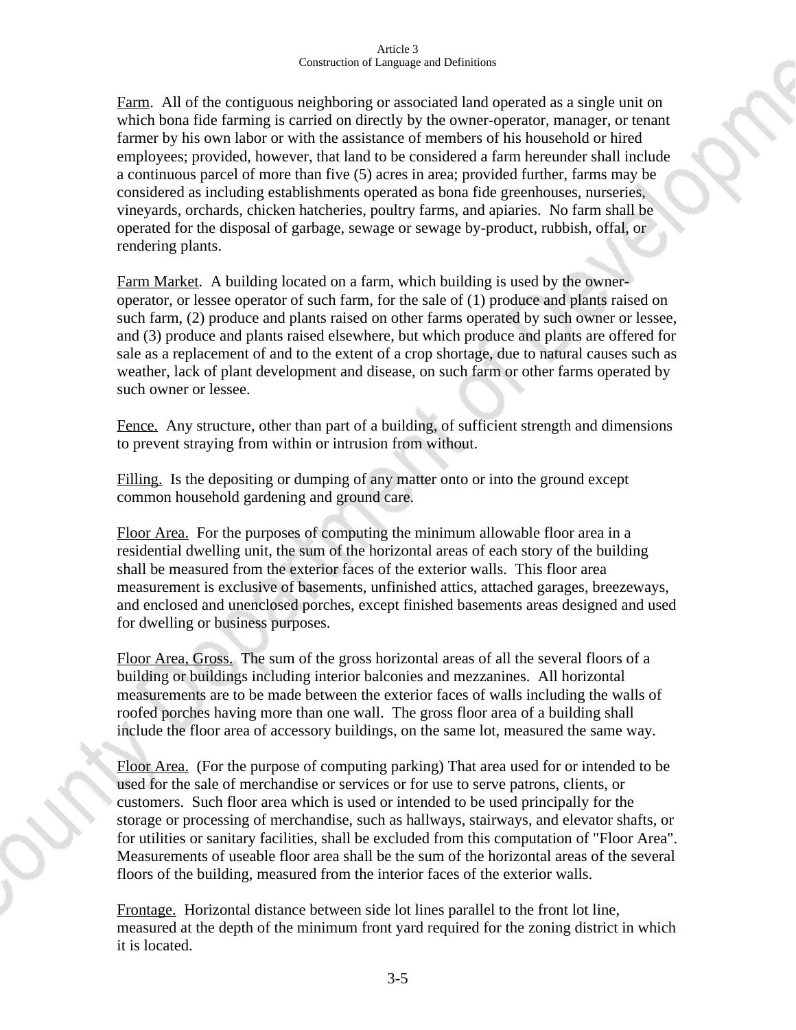Farm. All of the contiguous neighboring or associated land operated as a single unit on which bona fide farming is carried on directly by the owner-operator, manager, or tenant farmer by his own labor or with the assistance of members of his household or hired employees; provided, however, that land to be considered a farm hereunder shall include a continuous parcel of more than five (5) acres in area; provided further, farms may be considered as including establishments operated as bona fide greenhouses, nurseries, vineyards, orchards, chicken hatcheries, poultry farms, and apiaries. No farm shall be operated for the disposal of garbage, sewage or sewage by-product, rubbish, offal, or rendering plants.

Farm Market. A building located on a farm, which building is used by the owner-operator, or lessee operator of such farm, for the sale of (1) produce and plants raised on such farm, (2) produce and plants raised on other farms operated by such owner or lessee, and (3) produce and plants raised elsewhere, but which produce and plants are offered for sale as a replacement of and to the extent of a crop shortage, due to natural causes such as weather, lack of plant development and disease, on such farm or other farms operated by such owner or lessee.

Fence. Any structure, other than part of a building, of sufficient strength and dimensions to prevent straying from within or intrusion from without.

Filling. Is the depositing or dumping of any matter onto or into the ground except common household gardening and ground care.

Floor Area. For the purposes of computing the minimum allowable floor area in a residential dwelling unit, the sum of the horizontal areas of each story of the building shall be measured from the exterior faces of the exterior walls. This floor area measurement is exclusive of basements, unfinished attics, attached garages, breezeways, and enclosed and unenclosed porches, except finished basements areas designed and used for dwelling or business purposes.

Floor Area, Gross. The sum of the gross horizontal areas of all the several floors of a building or buildings including interior balconies and mezzanines. All horizontal measurements are to be made between the exterior faces of walls including the walls of roofed porches having more than one wall. The gross floor area of a building shall include the floor area of accessory buildings, on the same lot, measured the same way.

Floor Area. (For the purpose of computing parking) That area used for or intended to be used for the sale of merchandise or services or for use to serve patrons, clients, or customers. Such floor area which is used or intended to be used principally for the storage or processing of merchandise, such as hallways, stairways, and elevator shafts, or for utilities or sanitary facilities, shall be excluded from this computation of "Floor Area". Measurements of useable floor area shall be the sum of the horizontal areas of the several floors of the building, measured from the interior faces of the exterior walls.

Frontage. Horizontal distance between side lot lines parallel to the front lot line, measured at the depth of the minimum front yard required for the zoning district in which it is located.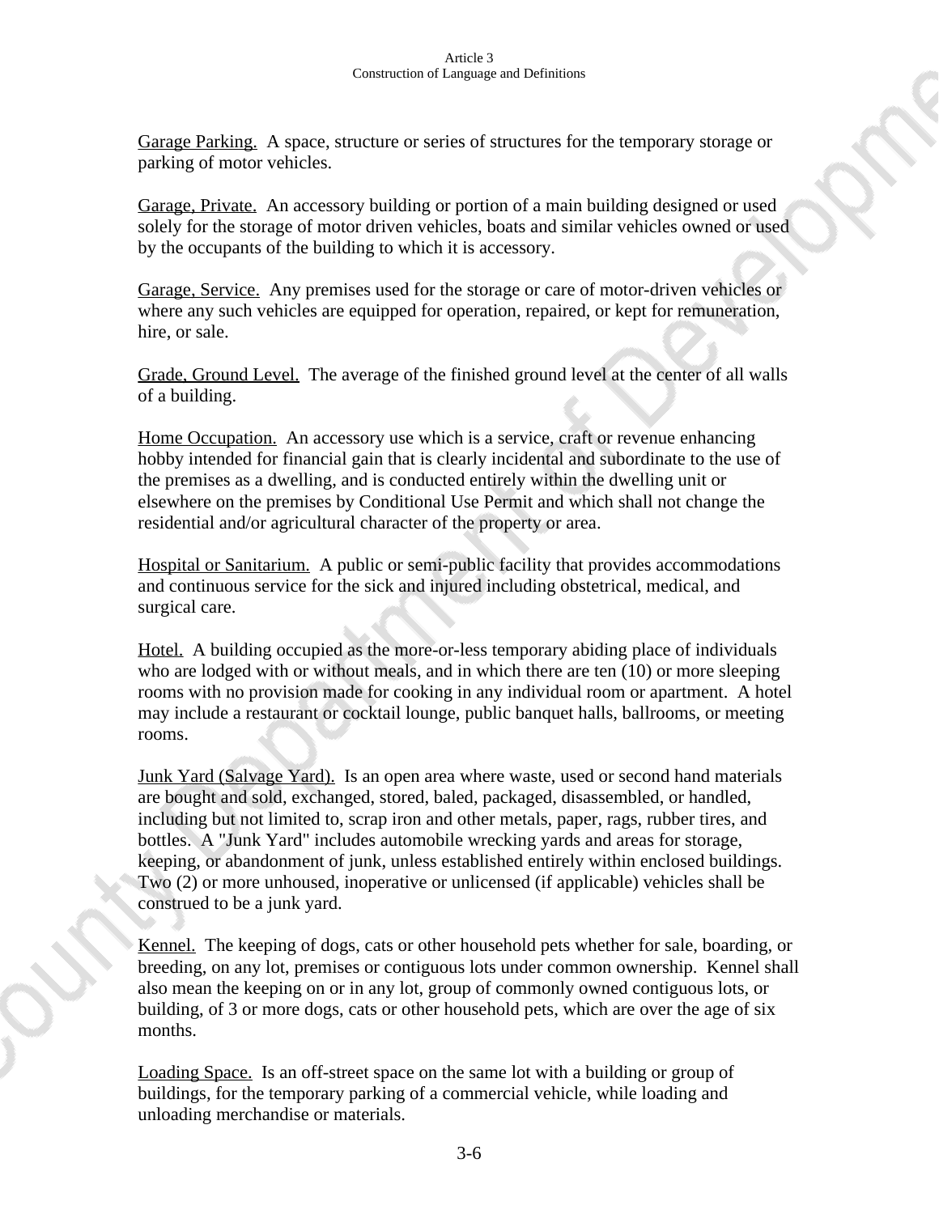Garage Parking. A space, structure or series of structures for the temporary storage or parking of motor vehicles.

Garage, Private. An accessory building or portion of a main building designed or used solely for the storage of motor driven vehicles, boats and similar vehicles owned or used by the occupants of the building to which it is accessory.

Garage, Service. Any premises used for the storage or care of motor-driven vehicles or where any such vehicles are equipped for operation, repaired, or kept for remuneration, hire, or sale.

Grade, Ground Level. The average of the finished ground level at the center of all walls of a building.

Home Occupation. An accessory use which is a service, craft or revenue enhancing hobby intended for financial gain that is clearly incidental and subordinate to the use of the premises as a dwelling, and is conducted entirely within the dwelling unit or elsewhere on the premises by Conditional Use Permit and which shall not change the residential and/or agricultural character of the property or area.

Hospital or Sanitarium. A public or semi-public facility that provides accommodations and continuous service for the sick and injured including obstetrical, medical, and surgical care.

Hotel. A building occupied as the more-or-less temporary abiding place of individuals who are lodged with or without meals, and in which there are ten (10) or more sleeping rooms with no provision made for cooking in any individual room or apartment. A hotel may include a restaurant or cocktail lounge, public banquet halls, ballrooms, or meeting rooms.

Junk Yard (Salvage Yard). Is an open area where waste, used or second hand materials are bought and sold, exchanged, stored, baled, packaged, disassembled, or handled, including but not limited to, scrap iron and other metals, paper, rags, rubber tires, and bottles. A "Junk Yard" includes automobile wrecking yards and areas for storage, keeping, or abandonment of junk, unless established entirely within enclosed buildings. Two (2) or more unhoused, inoperative or unlicensed (if applicable) vehicles shall be construed to be a junk yard.

Kennel. The keeping of dogs, cats or other household pets whether for sale, boarding, or breeding, on any lot, premises or contiguous lots under common ownership. Kennel shall also mean the keeping on or in any lot, group of commonly owned contiguous lots, or building, of 3 or more dogs, cats or other household pets, which are over the age of six months.

Loading Space. Is an off-street space on the same lot with a building or group of buildings, for the temporary parking of a commercial vehicle, while loading and unloading merchandise or materials.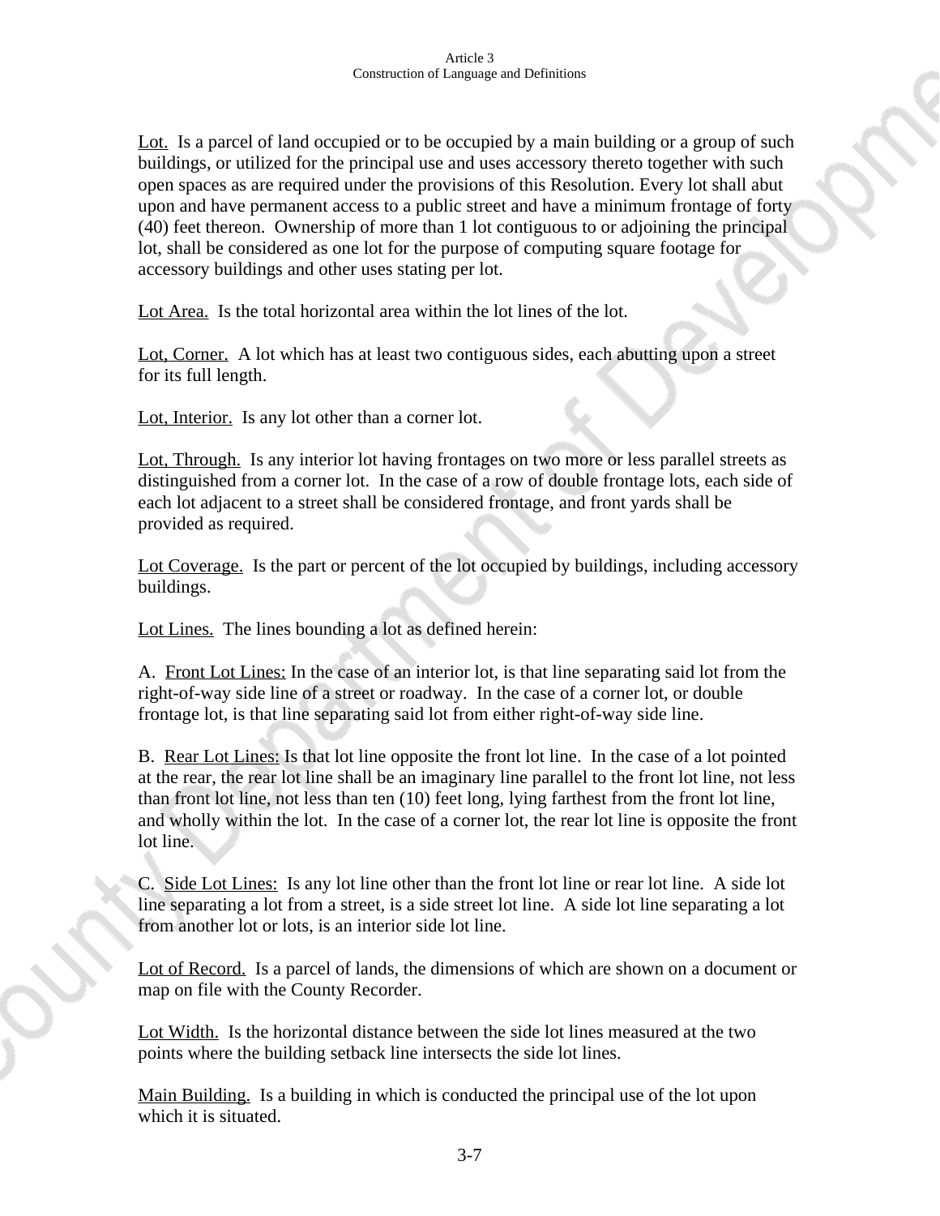Lot. Is a parcel of land occupied or to be occupied by a main building or a group of such buildings, or utilized for the principal use and uses accessory thereto together with such open spaces as are required under the provisions of this Resolution. Every lot shall abut upon and have permanent access to a public street and have a minimum frontage of forty (40) feet thereon. Ownership of more than 1 lot contiguous to or adjoining the principal lot, shall be considered as one lot for the purpose of computing square footage for accessory buildings and other uses stating per lot.

Lot Area. Is the total horizontal area within the lot lines of the lot.

Lot, Corner. A lot which has at least two contiguous sides, each abutting upon a street for its full length.

Lot, Interior. Is any lot other than a corner lot.

Lot, Through. Is any interior lot having frontages on two more or less parallel streets as distinguished from a corner lot. In the case of a row of double frontage lots, each side of each lot adjacent to a street shall be considered frontage, and front yards shall be provided as required.

Lot Coverage. Is the part or percent of the lot occupied by buildings, including accessory buildings.

Lot Lines. The lines bounding a lot as defined herein:

A. Front Lot Lines: In the case of an interior lot, is that line separating said lot from the right-of-way side line of a street or roadway. In the case of a corner lot, or double frontage lot, is that line separating said lot from either right-of-way side line.

B. Rear Lot Lines: Is that lot line opposite the front lot line. In the case of a lot pointed at the rear, the rear lot line shall be an imaginary line parallel to the front lot line, not less than front lot line, not less than ten (10) feet long, lying farthest from the front lot line, and wholly within the lot. In the case of a corner lot, the rear lot line is opposite the front lot line.

C. Side Lot Lines: Is any lot line other than the front lot line or rear lot line. A side lot line separating a lot from a street, is a side street lot line. A side lot line separating a lot from another lot or lots, is an interior side lot line.

Lot of Record. Is a parcel of lands, the dimensions of which are shown on a document or map on file with the County Recorder.

Lot Width. Is the horizontal distance between the side lot lines measured at the two points where the building setback line intersects the side lot lines.

Main Building. Is a building in which is conducted the principal use of the lot upon which it is situated.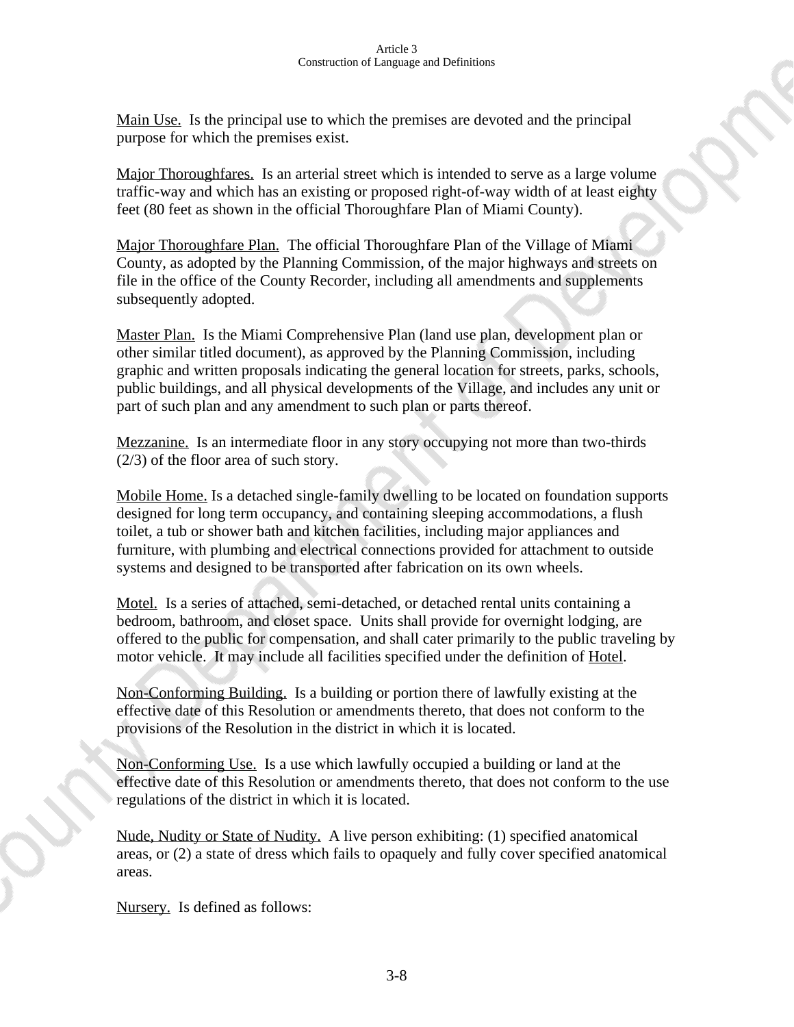Main Use. Is the principal use to which the premises are devoted and the principal purpose for which the premises exist.

Major Thoroughfares. Is an arterial street which is intended to serve as a large volume traffic-way and which has an existing or proposed right-of-way width of at least eighty feet (80 feet as shown in the official Thoroughfare Plan of Miami County).

Major Thoroughfare Plan. The official Thoroughfare Plan of the Village of Miami County, as adopted by the Planning Commission, of the major highways and streets on file in the office of the County Recorder, including all amendments and supplements subsequently adopted.

Master Plan. Is the Miami Comprehensive Plan (land use plan, development plan or other similar titled document), as approved by the Planning Commission, including graphic and written proposals indicating the general location for streets, parks, schools, public buildings, and all physical developments of the Village, and includes any unit or part of such plan and any amendment to such plan or parts thereof.

Mezzanine. Is an intermediate floor in any story occupying not more than two-thirds (2/3) of the floor area of such story.

Mobile Home. Is a detached single-family dwelling to be located on foundation supports designed for long term occupancy, and containing sleeping accommodations, a flush toilet, a tub or shower bath and kitchen facilities, including major appliances and furniture, with plumbing and electrical connections provided for attachment to outside systems and designed to be transported after fabrication on its own wheels.

Motel. Is a series of attached, semi-detached, or detached rental units containing a bedroom, bathroom, and closet space. Units shall provide for overnight lodging, are offered to the public for compensation, and shall cater primarily to the public traveling by motor vehicle. It may include all facilities specified under the definition of Hotel.

Non-Conforming Building. Is a building or portion there of lawfully existing at the effective date of this Resolution or amendments thereto, that does not conform to the provisions of the Resolution in the district in which it is located.

Non-Conforming Use. Is a use which lawfully occupied a building or land at the effective date of this Resolution or amendments thereto, that does not conform to the use regulations of the district in which it is located.

Nude, Nudity or State of Nudity. A live person exhibiting: (1) specified anatomical areas, or (2) a state of dress which fails to opaquely and fully cover specified anatomical areas.

Nursery. Is defined as follows: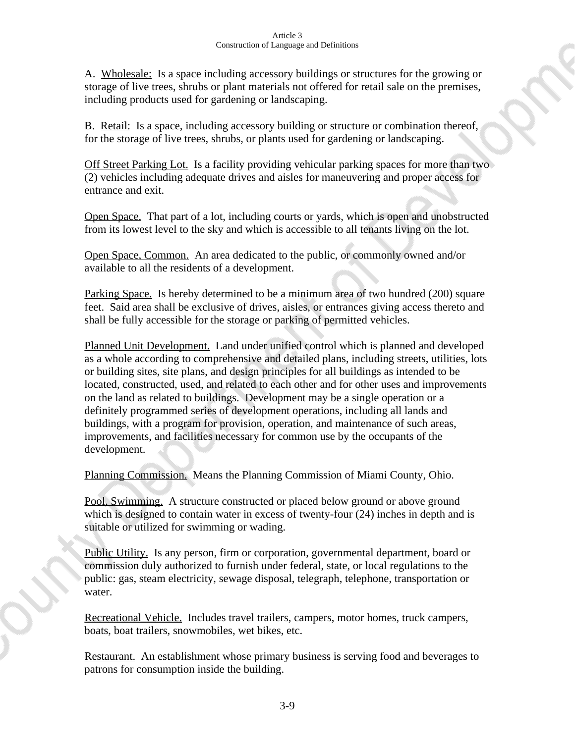A. Wholesale: Is a space including accessory buildings or structures for the growing or storage of live trees, shrubs or plant materials not offered for retail sale on the premises, including products used for gardening or landscaping.

B. Retail: Is a space, including accessory building or structure or combination thereof, for the storage of live trees, shrubs, or plants used for gardening or landscaping.

Off Street Parking Lot. Is a facility providing vehicular parking spaces for more than two (2) vehicles including adequate drives and aisles for maneuvering and proper access for entrance and exit.

Open Space. That part of a lot, including courts or yards, which is open and unobstructed from its lowest level to the sky and which is accessible to all tenants living on the lot.

Open Space, Common. An area dedicated to the public, or commonly owned and/or available to all the residents of a development.

Parking Space. Is hereby determined to be a minimum area of two hundred (200) square feet. Said area shall be exclusive of drives, aisles, or entrances giving access thereto and shall be fully accessible for the storage or parking of permitted vehicles.

Planned Unit Development. Land under unified control which is planned and developed as a whole according to comprehensive and detailed plans, including streets, utilities, lots or building sites, site plans, and design principles for all buildings as intended to be located, constructed, used, and related to each other and for other uses and improvements on the land as related to buildings. Development may be a single operation or a definitely programmed series of development operations, including all lands and buildings, with a program for provision, operation, and maintenance of such areas, improvements, and facilities necessary for common use by the occupants of the development.

Planning Commission. Means the Planning Commission of Miami County, Ohio.

Pool, Swimming. A structure constructed or placed below ground or above ground which is designed to contain water in excess of twenty-four (24) inches in depth and is suitable or utilized for swimming or wading.

Public Utility. Is any person, firm or corporation, governmental department, board or commission duly authorized to furnish under federal, state, or local regulations to the public: gas, steam electricity, sewage disposal, telegraph, telephone, transportation or water.

Recreational Vehicle. Includes travel trailers, campers, motor homes, truck campers, boats, boat trailers, snowmobiles, wet bikes, etc.

Restaurant. An establishment whose primary business is serving food and beverages to patrons for consumption inside the building.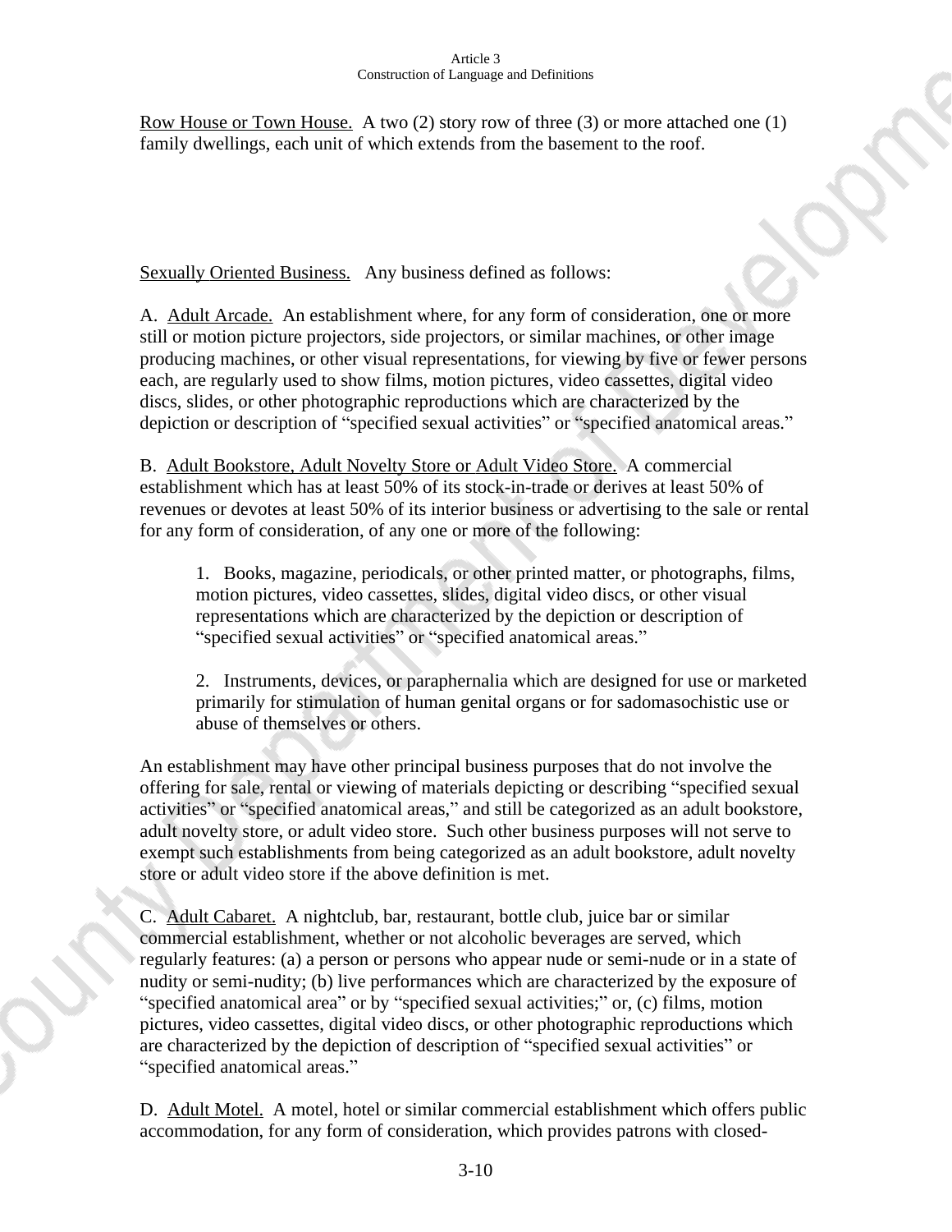Row House or Town House. A two (2) story row of three (3) or more attached one (1) family dwellings, each unit of which extends from the basement to the roof.

Sexually Oriented Business. Any business defined as follows:

A. Adult Arcade. An establishment where, for any form of consideration, one or more still or motion picture projectors, side projectors, or similar machines, or other image producing machines, or other visual representations, for viewing by five or fewer persons each, are regularly used to show films, motion pictures, video cassettes, digital video discs, slides, or other photographic reproductions which are characterized by the depiction or description of "specified sexual activities" or "specified anatomical areas."

B. Adult Bookstore, Adult Novelty Store or Adult Video Store. A commercial establishment which has at least 50% of its stock-in-trade or derives at least 50% of revenues or devotes at least 50% of its interior business or advertising to the sale or rental for any form of consideration, of any one or more of the following:

1. Books, magazine, periodicals, or other printed matter, or photographs, films, motion pictures, video cassettes, slides, digital video discs, or other visual representations which are characterized by the depiction or description of "specified sexual activities" or "specified anatomical areas."

2. Instruments, devices, or paraphernalia which are designed for use or marketed primarily for stimulation of human genital organs or for sadomasochistic use or abuse of themselves or others.

An establishment may have other principal business purposes that do not involve the offering for sale, rental or viewing of materials depicting or describing "specified sexual activities" or "specified anatomical areas," and still be categorized as an adult bookstore, adult novelty store, or adult video store. Such other business purposes will not serve to exempt such establishments from being categorized as an adult bookstore, adult novelty store or adult video store if the above definition is met.

C. Adult Cabaret. A nightclub, bar, restaurant, bottle club, juice bar or similar commercial establishment, whether or not alcoholic beverages are served, which regularly features: (a) a person or persons who appear nude or semi-nude or in a state of nudity or semi-nudity; (b) live performances which are characterized by the exposure of "specified anatomical area" or by "specified sexual activities;" or, (c) films, motion pictures, video cassettes, digital video discs, or other photographic reproductions which are characterized by the depiction of description of "specified sexual activities" or "specified anatomical areas."

D. Adult Motel. A motel, hotel or similar commercial establishment which offers public accommodation, for any form of consideration, which provides patrons with closed-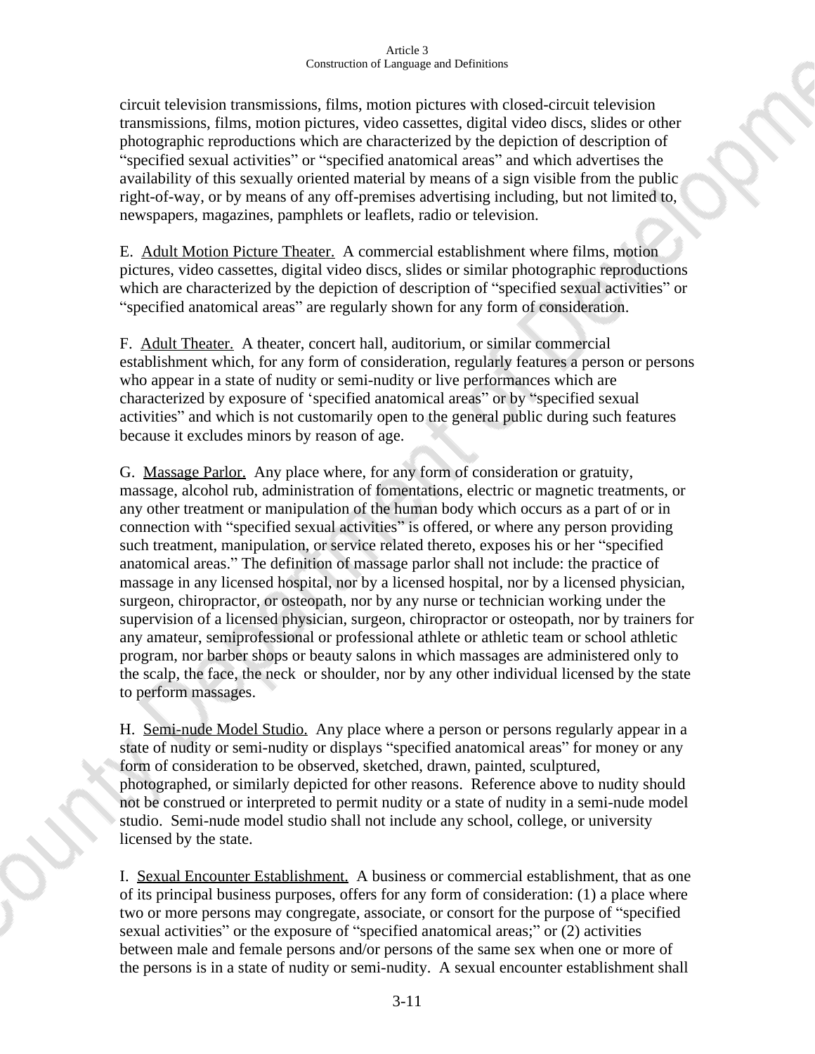circuit television transmissions, films, motion pictures with closed-circuit television transmissions, films, motion pictures, video cassettes, digital video discs, slides or other photographic reproductions which are characterized by the depiction of description of "specified sexual activities" or "specified anatomical areas" and which advertises the availability of this sexually oriented material by means of a sign visible from the public right-of-way, or by means of any off-premises advertising including, but not limited to, newspapers, magazines, pamphlets or leaflets, radio or television.

E. Adult Motion Picture Theater. A commercial establishment where films, motion pictures, video cassettes, digital video discs, slides or similar photographic reproductions which are characterized by the depiction of description of "specified sexual activities" or "specified anatomical areas" are regularly shown for any form of consideration.

F. Adult Theater. A theater, concert hall, auditorium, or similar commercial establishment which, for any form of consideration, regularly features a person or persons who appear in a state of nudity or semi-nudity or live performances which are characterized by exposure of 'specified anatomical areas" or by "specified sexual activities" and which is not customarily open to the general public during such features because it excludes minors by reason of age.

G. Massage Parlor. Any place where, for any form of consideration or gratuity, massage, alcohol rub, administration of fomentations, electric or magnetic treatments, or any other treatment or manipulation of the human body which occurs as a part of or in connection with "specified sexual activities" is offered, or where any person providing such treatment, manipulation, or service related thereto, exposes his or her "specified anatomical areas." The definition of massage parlor shall not include: the practice of massage in any licensed hospital, nor by a licensed hospital, nor by a licensed physician, surgeon, chiropractor, or osteopath, nor by any nurse or technician working under the supervision of a licensed physician, surgeon, chiropractor or osteopath, nor by trainers for any amateur, semiprofessional or professional athlete or athletic team or school athletic program, nor barber shops or beauty salons in which massages are administered only to the scalp, the face, the neck or shoulder, nor by any other individual licensed by the state to perform massages.

H. Semi-nude Model Studio. Any place where a person or persons regularly appear in a state of nudity or semi-nudity or displays "specified anatomical areas" for money or any form of consideration to be observed, sketched, drawn, painted, sculptured, photographed, or similarly depicted for other reasons. Reference above to nudity should not be construed or interpreted to permit nudity or a state of nudity in a semi-nude model studio. Semi-nude model studio shall not include any school, college, or university licensed by the state.

I. Sexual Encounter Establishment. A business or commercial establishment, that as one of its principal business purposes, offers for any form of consideration: (1) a place where two or more persons may congregate, associate, or consort for the purpose of "specified sexual activities" or the exposure of "specified anatomical areas;" or (2) activities between male and female persons and/or persons of the same sex when one or more of the persons is in a state of nudity or semi-nudity. A sexual encounter establishment shall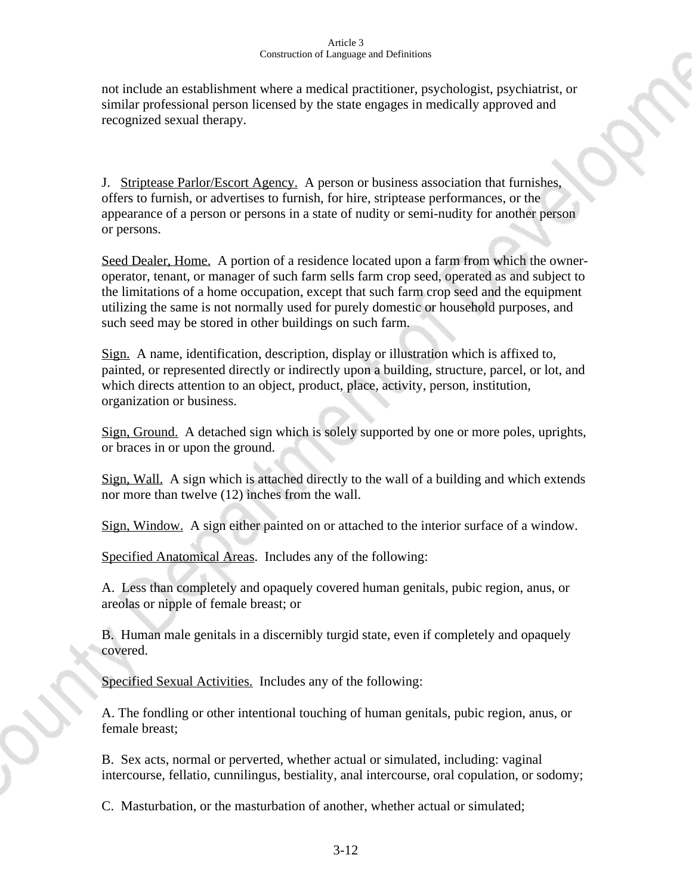not include an establishment where a medical practitioner, psychologist, psychiatrist, or similar professional person licensed by the state engages in medically approved and recognized sexual therapy.

J. Striptease Parlor/Escort Agency. A person or business association that furnishes, offers to furnish, or advertises to furnish, for hire, striptease performances, or the appearance of a person or persons in a state of nudity or semi-nudity for another person or persons.

Seed Dealer, Home. A portion of a residence located upon a farm from which the owner-operator, tenant, or manager of such farm sells farm crop seed, operated as and subject to the limitations of a home occupation, except that such farm crop seed and the equipment utilizing the same is not normally used for purely domestic or household purposes, and such seed may be stored in other buildings on such farm.

Sign. A name, identification, description, display or illustration which is affixed to, painted, or represented directly or indirectly upon a building, structure, parcel, or lot, and which directs attention to an object, product, place, activity, person, institution, organization or business.

Sign, Ground. A detached sign which is solely supported by one or more poles, uprights, or braces in or upon the ground.

Sign, Wall. A sign which is attached directly to the wall of a building and which extends nor more than twelve (12) inches from the wall.

Sign, Window. A sign either painted on or attached to the interior surface of a window.

Specified Anatomical Areas. Includes any of the following:

A. Less than completely and opaquely covered human genitals, pubic region, anus, or areolas or nipple of female breast; or

B. Human male genitals in a discernibly turgid state, even if completely and opaquely covered.

Specified Sexual Activities. Includes any of the following:

A. The fondling or other intentional touching of human genitals, pubic region, anus, or female breast;

B. Sex acts, normal or perverted, whether actual or simulated, including: vaginal intercourse, fellatio, cunnilingus, bestiality, anal intercourse, oral copulation, or sodomy;

C. Masturbation, or the masturbation of another, whether actual or simulated;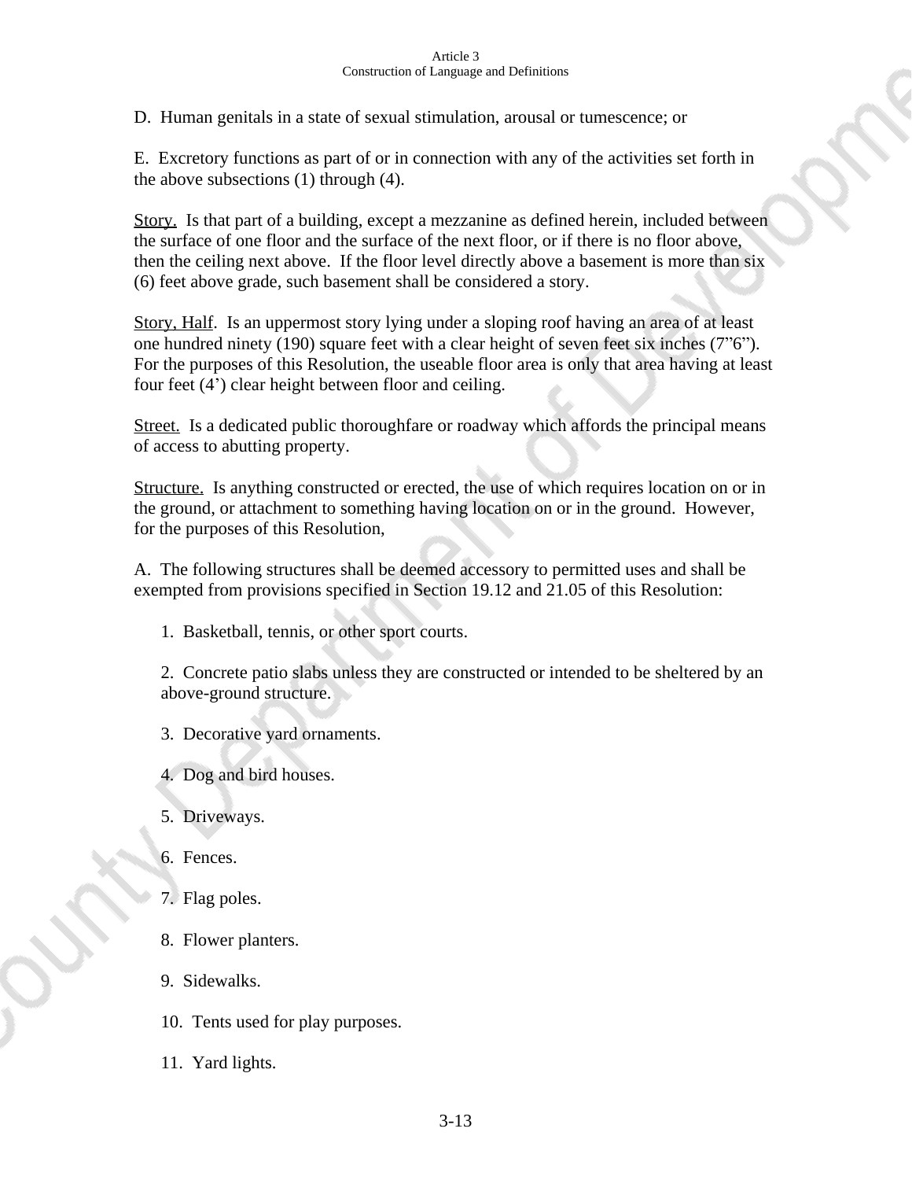D. Human genitals in a state of sexual stimulation, arousal or tumescence; or

E. Excretory functions as part of or in connection with any of the activities set forth in the above subsections (1) through (4).

Story. Is that part of a building, except a mezzanine as defined herein, included between the surface of one floor and the surface of the next floor, or if there is no floor above, then the ceiling next above. If the floor level directly above a basement is more than six (6) feet above grade, such basement shall be considered a story.

Story, Half. Is an uppermost story lying under a sloping roof having an area of at least one hundred ninety (190) square feet with a clear height of seven feet six inches (7"6"). For the purposes of this Resolution, the useable floor area is only that area having at least four feet (4') clear height between floor and ceiling.

Street. Is a dedicated public thoroughfare or roadway which affords the principal means of access to abutting property.

Structure. Is anything constructed or erected, the use of which requires location on or in the ground, or attachment to something having location on or in the ground. However, for the purposes of this Resolution,

A. The following structures shall be deemed accessory to permitted uses and shall be exempted from provisions specified in Section 19.12 and 21.05 of this Resolution:

1. Basketball, tennis, or other sport courts.
2. Concrete patio slabs unless they are constructed or intended to be sheltered by an above-ground structure.
3. Decorative yard ornaments.
4. Dog and bird houses.
5. Driveways.
6. Fences.
7. Flag poles.
8. Flower planters.
9. Sidewalks.
10. Tents used for play purposes.
11. Yard lights.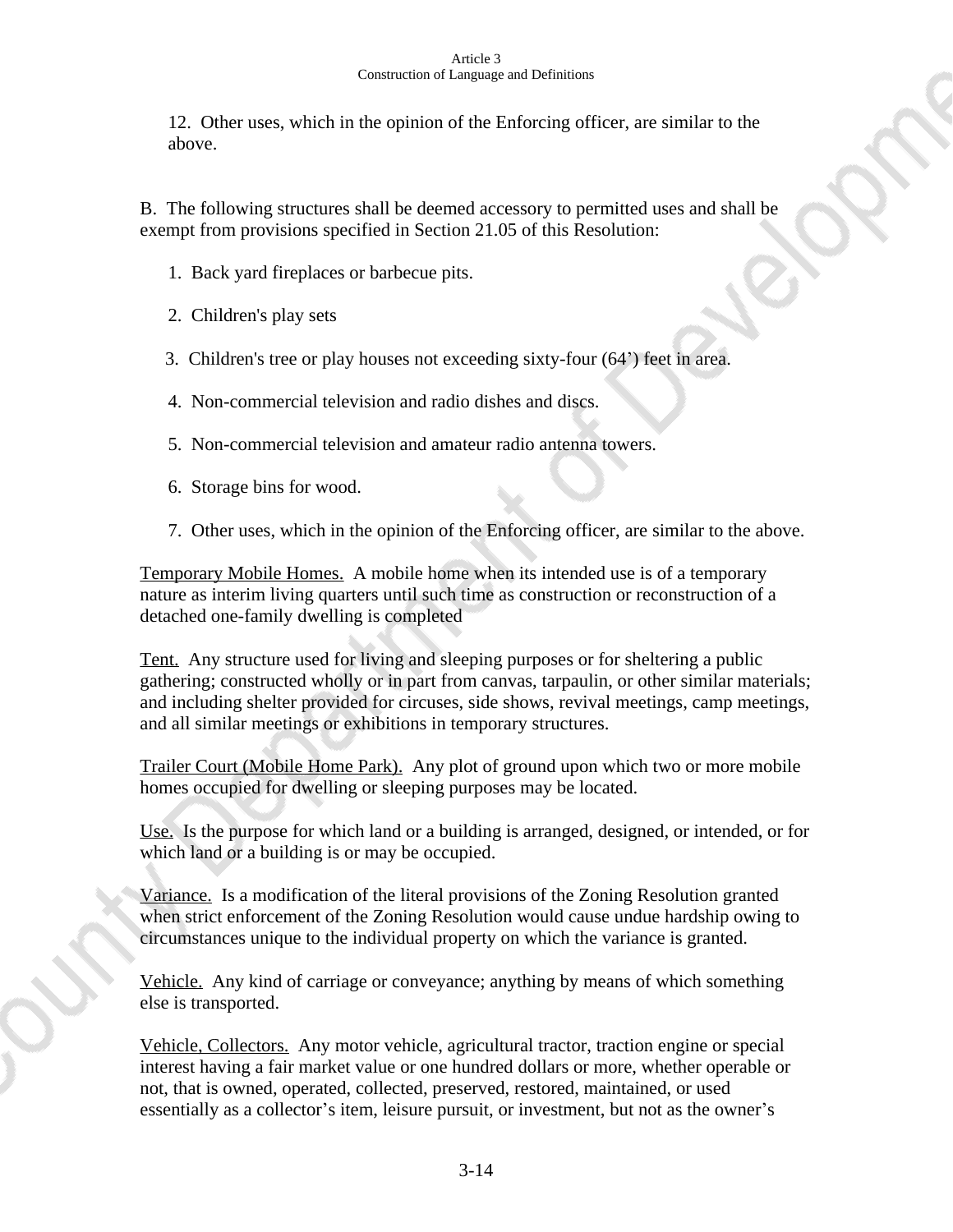12. Other uses, which in the opinion of the Enforcing officer, are similar to the above.

B. The following structures shall be deemed accessory to permitted uses and shall be exempt from provisions specified in Section 21.05 of this Resolution:

1. Back yard fireplaces or barbecue pits.

2. Children's play sets

3. Children's tree or play houses not exceeding sixty-four (64') feet in area.

4. Non-commercial television and radio dishes and discs.

5. Non-commercial television and amateur radio antenna towers.

6. Storage bins for wood.

7. Other uses, which in the opinion of the Enforcing officer, are similar to the above.

Temporary Mobile Homes. A mobile home when its intended use is of a temporary nature as interim living quarters until such time as construction or reconstruction of a detached one-family dwelling is completed

Tent. Any structure used for living and sleeping purposes or for sheltering a public gathering; constructed wholly or in part from canvas, tarpaulin, or other similar materials; and including shelter provided for circuses, side shows, revival meetings, camp meetings, and all similar meetings or exhibitions in temporary structures.

Trailer Court (Mobile Home Park). Any plot of ground upon which two or more mobile homes occupied for dwelling or sleeping purposes may be located.

Use. Is the purpose for which land or a building is arranged, designed, or intended, or for which land or a building is or may be occupied.

Variance. Is a modification of the literal provisions of the Zoning Resolution granted when strict enforcement of the Zoning Resolution would cause undue hardship owing to circumstances unique to the individual property on which the variance is granted.

Vehicle. Any kind of carriage or conveyance; anything by means of which something else is transported.

Vehicle, Collectors. Any motor vehicle, agricultural tractor, traction engine or special interest having a fair market value or one hundred dollars or more, whether operable or not, that is owned, operated, collected, preserved, restored, maintained, or used essentially as a collector's item, leisure pursuit, or investment, but not as the owner's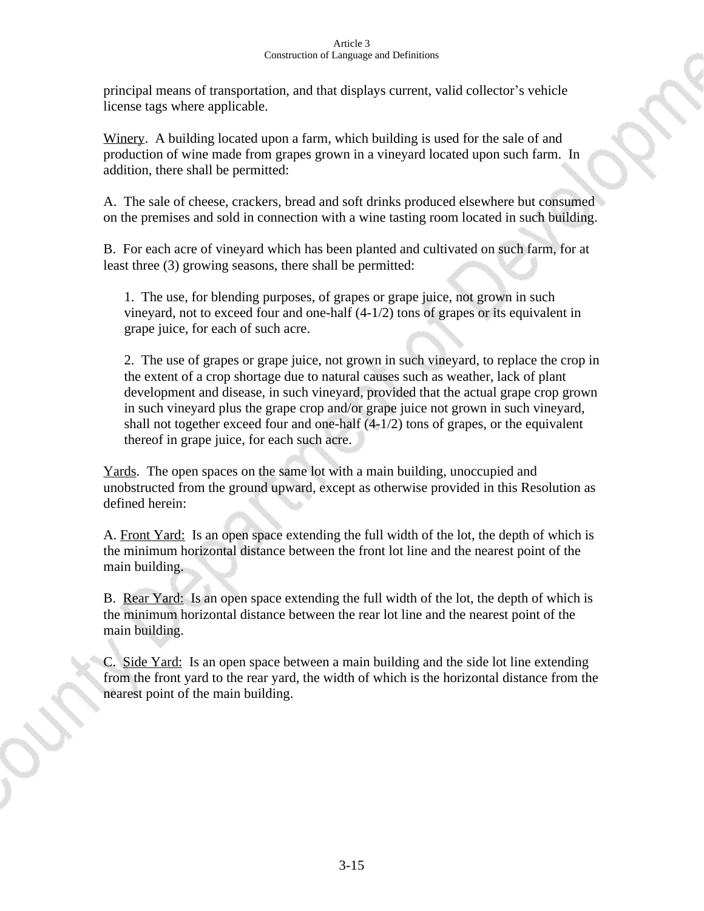principal means of transportation, and that displays current, valid collector's vehicle license tags where applicable.

Winery. A building located upon a farm, which building is used for the sale of and production of wine made from grapes grown in a vineyard located upon such farm. In addition, there shall be permitted:

A. The sale of cheese, crackers, bread and soft drinks produced elsewhere but consumed on the premises and sold in connection with a wine tasting room located in such building.

B. For each acre of vineyard which has been planted and cultivated on such farm, for at least three (3) growing seasons, there shall be permitted:

1. The use, for blending purposes, of grapes or grape juice, not grown in such vineyard, not to exceed four and one-half (4-1/2) tons of grapes or its equivalent in grape juice, for each of such acre.

2. The use of grapes or grape juice, not grown in such vineyard, to replace the crop in the extent of a crop shortage due to natural causes such as weather, lack of plant development and disease, in such vineyard, provided that the actual grape crop grown in such vineyard plus the grape crop and/or grape juice not grown in such vineyard, shall not together exceed four and one-half (4-1/2) tons of grapes, or the equivalent thereof in grape juice, for each such acre.

Yards. The open spaces on the same lot with a main building, unoccupied and unobstructed from the ground upward, except as otherwise provided in this Resolution as defined herein:

A. Front Yard: Is an open space extending the full width of the lot, the depth of which is the minimum horizontal distance between the front lot line and the nearest point of the main building.

B. Rear Yard: Is an open space extending the full width of the lot, the depth of which is the minimum horizontal distance between the rear lot line and the nearest point of the main building.

C. Side Yard: Is an open space between a main building and the side lot line extending from the front yard to the rear yard, the width of which is the horizontal distance from the nearest point of the main building.